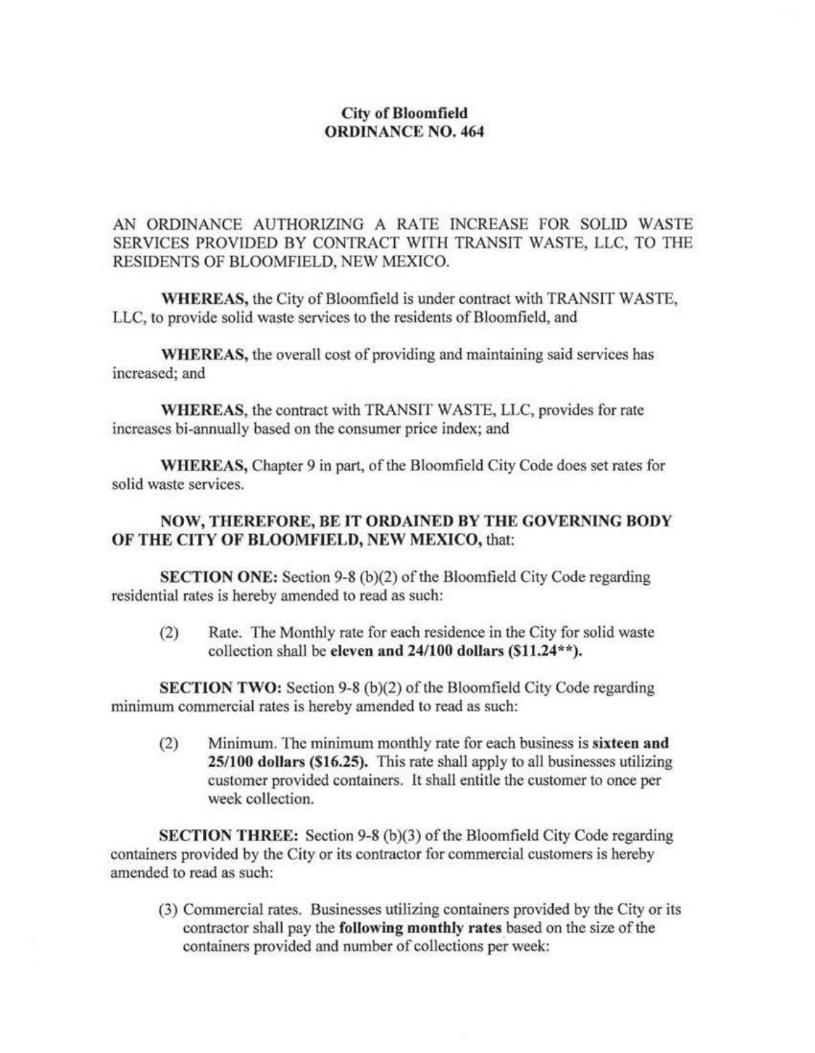# City of Bloomfield
# ORDINANCE NO. 464

AN ORDINANCE AUTHORIZING A RATE INCREASE FOR SOLID WASTE SERVICES PROVIDED BY CONTRACT WITH TRANSIT WASTE, LLC, TO THE RESIDENTS OF BLOOMFIELD, NEW MEXICO.

**WHEREAS,** the City of Bloomfield is under contract with TRANSIT WASTE, LLC, to provide solid waste services to the residents of Bloomfield, and

**WHEREAS,** the overall cost of providing and maintaining said services has increased; and

**WHEREAS,** the contract with TRANSIT WASTE, LLC, provides for rate increases bi-annually based on the consumer price index; and

**WHEREAS,** Chapter 9 in part, of the Bloomfield City Code does set rates for solid waste services.

**NOW, THEREFORE, BE IT ORDAINED BY THE GOVERNING BODY OF THE CITY OF BLOOMFIELD, NEW MEXICO,** that:

**SECTION ONE:** Section 9-8 (b)(2) of the Bloomfield City Code regarding residential rates is hereby amended to read as such:

> (2) Rate. The Monthly rate for each residence in the City for solid waste collection shall be **eleven and 24/100 dollars ($11.24**).**

**SECTION TWO:** Section 9-8 (b)(2) of the Bloomfield City Code regarding minimum commercial rates is hereby amended to read as such:

> (2) Minimum. The minimum monthly rate for each business is **sixteen and 25/100 dollars ($16.25).** This rate shall apply to all businesses utilizing customer provided containers. It shall entitle the customer to once per week collection.

**SECTION THREE:** Section 9-8 (b)(3) of the Bloomfield City Code regarding containers provided by the City or its contractor for commercial customers is hereby amended to read as such:

> (3) Commercial rates. Businesses utilizing containers provided by the City or its contractor shall pay the **following monthly rates** based on the size of the containers provided and number of collections per week: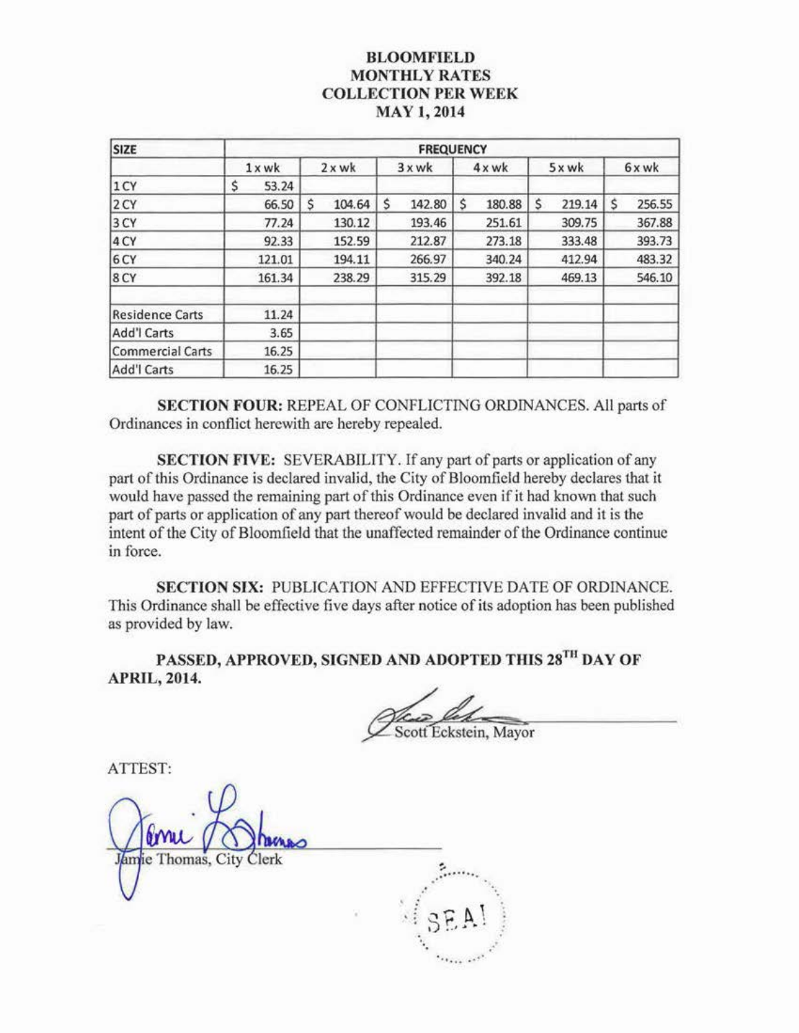# BLOOMFIELD
# MONTHLY RATES
# COLLECTION PER WEEK
# MAY 1, 2014

| SIZE | FREQUENCY | | | | | |
|---|---|---|---|---|---|---|
| | 1 x wk | 2 x wk | 3 x wk | 4 x wk | 5 x wk | 6 x wk |
| 1 CY | $ 53.24 | | | | | |
| 2 CY | 66.50 | $ 104.64 | $ 142.80 | $ 180.88 | $ 219.14 | $ 256.55 |
| 3 CY | 77.24 | 130.12 | 193.46 | 251.61 | 309.75 | 367.88 |
| 4 CY | 92.33 | 152.59 | 212.87 | 273.18 | 333.48 | 393.73 |
| 6 CY | 121.01 | 194.11 | 266.97 | 340.24 | 412.94 | 483.32 |
| 8 CY | 161.34 | 238.29 | 315.29 | 392.18 | 469.13 | 546.10 |
| | | | | | | |
| Residence Carts | 11.24 | | | | | |
| Add'l Carts | 3.65 | | | | | |
| Commercial Carts | 16.25 | | | | | |
| Add'l Carts | 16.25 | | | | | |

**SECTION FOUR:** REPEAL OF CONFLICTING ORDINANCES. All parts of Ordinances in conflict herewith are hereby repealed.

**SECTION FIVE:** SEVERABILITY. If any part of parts or application of any part of this Ordinance is declared invalid, the City of Bloomfield hereby declares that it would have passed the remaining part of this Ordinance even if it had known that such part of parts or application of any part thereof would be declared invalid and it is the intent of the City of Bloomfield that the unaffected remainder of the Ordinance continue in force.

**SECTION SIX:** PUBLICATION AND EFFECTIVE DATE OF ORDINANCE. This Ordinance shall be effective five days after notice of its adoption has been published as provided by law.

**PASSED, APPROVED, SIGNED AND ADOPTED THIS 28TH DAY OF APRIL, 2014.**

Scott Eckstein, Mayor

ATTEST:

Jamie Thomas, City Clerk

SEAL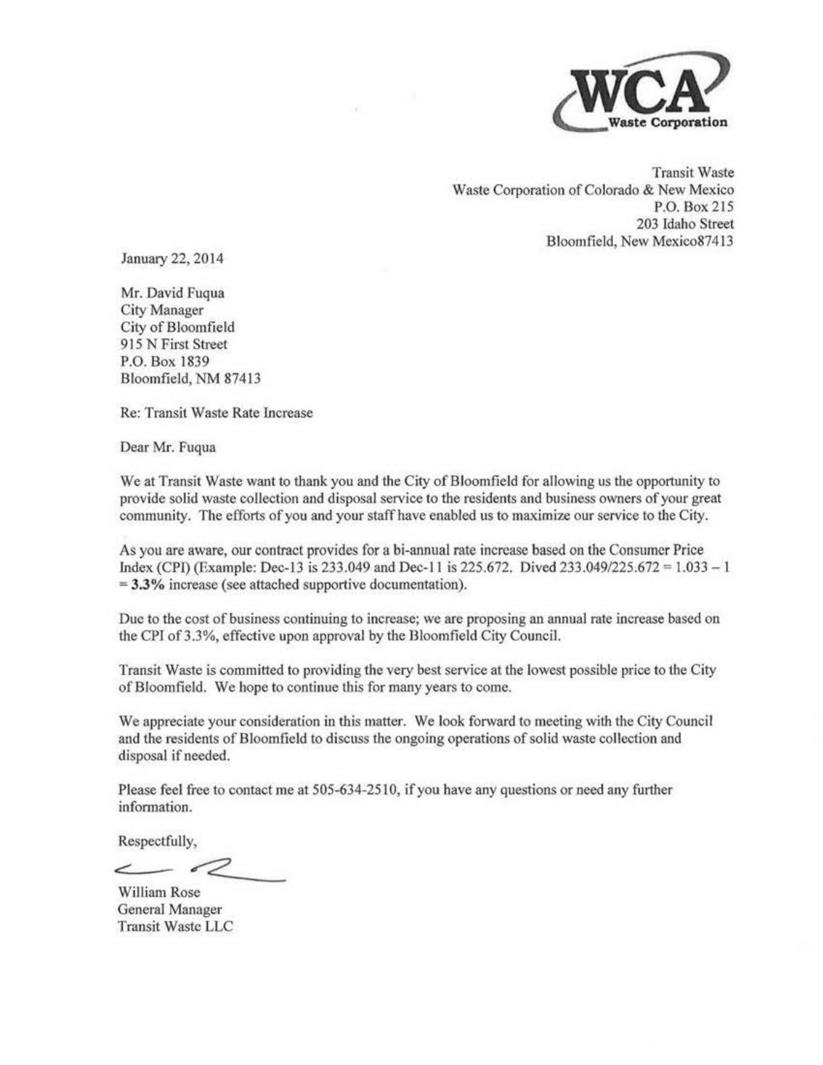WCA Waste Corporation

Transit Waste
Waste Corporation of Colorado & New Mexico
P.O. Box 215
203 Idaho Street
Bloomfield, New Mexico87413

January 22, 2014

Mr. David Fuqua
City Manager
City of Bloomfield
915 N First Street
P.O. Box 1839
Bloomfield, NM 87413

Re: Transit Waste Rate Increase

Dear Mr. Fuqua

We at Transit Waste want to thank you and the City of Bloomfield for allowing us the opportunity to provide solid waste collection and disposal service to the residents and business owners of your great community. The efforts of you and your staff have enabled us to maximize our service to the City.

As you are aware, our contract provides for a bi-annual rate increase based on the Consumer Price Index (CPI) (Example: Dec-13 is 233.049 and Dec-11 is 225.672. Dived 233.049/225.672 = 1.033 – 1 = **3.3%** increase (see attached supportive documentation).

Due to the cost of business continuing to increase; we are proposing an annual rate increase based on the CPI of 3.3%, effective upon approval by the Bloomfield City Council.

Transit Waste is committed to providing the very best service at the lowest possible price to the City of Bloomfield. We hope to continue this for many years to come.

We appreciate your consideration in this matter. We look forward to meeting with the City Council and the residents of Bloomfield to discuss the ongoing operations of solid waste collection and disposal if needed.

Please feel free to contact me at 505-634-2510, if you have any questions or need any further information.

Respectfully,

William Rose
General Manager
Transit Waste LLC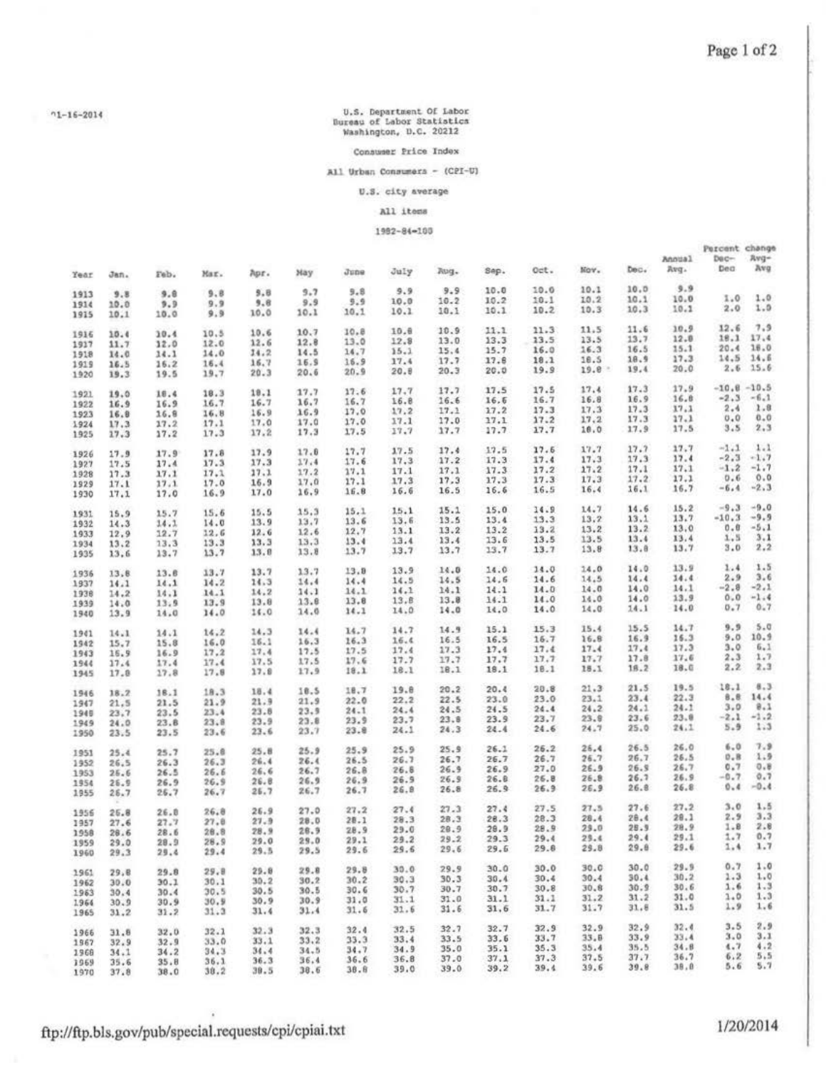01-16-2014

U.S. Department Of Labor
Bureau of Labor Statistics
Washington, D.C. 20212

Consumer Price Index

All Urban Consumers - (CPI-U)

U.S. city average

All items

1982-84=100

| Year | Jan. | Feb. | Mar. | Apr. | May | June | July | Aug. | Sep. | Oct. | Nov. | Dec. | Annual Avg. | Percent change Dec-Dec | Percent change Avg-Avg |
|---|---|---|---|---|---|---|---|---|---|---|---|---|---|---|---|
| 1913 | 9.8 | 9.8 | 9.8 | 9.8 | 9.7 | 9.8 | 9.9 | 9.9 | 10.0 | 10.0 | 10.1 | 10.0 | 9.9 | | |
| 1914 | 10.0 | 9.9 | 9.9 | 9.8 | 9.9 | 9.9 | 10.0 | 10.2 | 10.2 | 10.1 | 10.2 | 10.1 | 10.0 | 1.0 | 1.0 |
| 1915 | 10.1 | 10.0 | 9.9 | 10.0 | 10.1 | 10.1 | 10.1 | 10.1 | 10.1 | 10.2 | 10.3 | 10.3 | 10.1 | 2.0 | 1.0 |
| 1916 | 10.4 | 10.4 | 10.5 | 10.6 | 10.7 | 10.8 | 10.8 | 10.9 | 11.1 | 11.3 | 11.5 | 11.6 | 10.9 | 12.6 | 7.9 |
| 1917 | 11.7 | 12.0 | 12.0 | 12.6 | 12.8 | 13.0 | 12.8 | 13.0 | 13.3 | 13.5 | 13.5 | 13.7 | 12.8 | 18.1 | 17.4 |
| 1918 | 14.0 | 14.1 | 14.0 | 14.2 | 14.5 | 14.7 | 15.1 | 15.4 | 15.7 | 16.0 | 16.3 | 16.5 | 15.1 | 20.4 | 18.0 |
| 1919 | 16.5 | 16.2 | 16.4 | 16.7 | 16.9 | 16.9 | 17.4 | 17.7 | 17.8 | 18.1 | 18.5 | 18.9 | 17.3 | 14.5 | 14.6 |
| 1920 | 19.3 | 19.5 | 19.7 | 20.3 | 20.6 | 20.9 | 20.8 | 20.3 | 20.0 | 19.9 | 19.8 | 19.4 | 20.0 | 2.6 | 15.6 |
| 1921 | 19.0 | 18.4 | 18.3 | 18.1 | 17.7 | 17.6 | 17.7 | 17.7 | 17.5 | 17.5 | 17.4 | 17.3 | 17.9 | -10.8 | -10.5 |
| 1922 | 16.9 | 16.9 | 16.7 | 16.7 | 16.7 | 16.7 | 16.8 | 16.6 | 16.6 | 16.7 | 16.8 | 16.9 | 16.8 | -2.3 | -6.1 |
| 1923 | 16.8 | 16.8 | 16.8 | 16.9 | 16.9 | 17.0 | 17.2 | 17.1 | 17.2 | 17.3 | 17.3 | 17.3 | 17.1 | 2.4 | 1.8 |
| 1924 | 17.3 | 17.2 | 17.1 | 17.0 | 17.0 | 17.0 | 17.1 | 17.0 | 17.1 | 17.2 | 17.2 | 17.3 | 17.1 | 0.0 | 0.0 |
| 1925 | 17.3 | 17.2 | 17.3 | 17.2 | 17.3 | 17.5 | 17.7 | 17.7 | 17.7 | 17.7 | 18.0 | 17.9 | 17.5 | 3.5 | 2.3 |
| 1926 | 17.9 | 17.9 | 17.8 | 17.9 | 17.8 | 17.7 | 17.5 | 17.4 | 17.5 | 17.6 | 17.7 | 17.7 | 17.7 | -1.1 | 1.1 |
| 1927 | 17.5 | 17.4 | 17.3 | 17.3 | 17.4 | 17.6 | 17.3 | 17.2 | 17.3 | 17.4 | 17.3 | 17.3 | 17.4 | -2.3 | -1.7 |
| 1928 | 17.3 | 17.1 | 17.1 | 17.1 | 17.2 | 17.1 | 17.1 | 17.1 | 17.3 | 17.2 | 17.2 | 17.1 | 17.1 | -1.2 | -1.7 |
| 1929 | 17.1 | 17.1 | 17.0 | 16.9 | 17.0 | 17.1 | 17.3 | 17.3 | 17.3 | 17.3 | 17.3 | 17.2 | 17.1 | 0.6 | 0.0 |
| 1930 | 17.1 | 17.0 | 16.9 | 17.0 | 16.9 | 16.8 | 16.6 | 16.5 | 16.6 | 16.5 | 16.4 | 16.1 | 16.7 | -6.4 | -2.3 |
| 1931 | 15.9 | 15.7 | 15.6 | 15.5 | 15.3 | 15.1 | 15.1 | 15.1 | 15.0 | 14.9 | 14.7 | 14.6 | 15.2 | -9.3 | -9.0 |
| 1932 | 14.3 | 14.1 | 14.0 | 13.9 | 13.7 | 13.6 | 13.6 | 13.5 | 13.4 | 13.3 | 13.2 | 13.1 | 13.7 | -10.3 | -9.9 |
| 1933 | 12.9 | 12.7 | 12.6 | 12.6 | 12.6 | 12.7 | 13.1 | 13.2 | 13.2 | 13.2 | 13.2 | 13.2 | 13.0 | 0.8 | -5.1 |
| 1934 | 13.2 | 13.3 | 13.3 | 13.3 | 13.3 | 13.4 | 13.4 | 13.4 | 13.6 | 13.5 | 13.5 | 13.4 | 13.4 | 1.5 | 3.1 |
| 1935 | 13.6 | 13.7 | 13.7 | 13.8 | 13.8 | 13.7 | 13.7 | 13.7 | 13.7 | 13.7 | 13.8 | 13.8 | 13.7 | 3.0 | 2.2 |
| 1936 | 13.8 | 13.8 | 13.7 | 13.7 | 13.7 | 13.8 | 13.9 | 14.0 | 14.0 | 14.0 | 14.0 | 14.0 | 13.9 | 1.4 | 1.5 |
| 1937 | 14.1 | 14.1 | 14.2 | 14.3 | 14.4 | 14.4 | 14.5 | 14.5 | 14.6 | 14.6 | 14.5 | 14.4 | 14.4 | 2.9 | 3.6 |
| 1938 | 14.2 | 14.1 | 14.1 | 14.2 | 14.1 | 14.1 | 14.1 | 14.1 | 14.1 | 14.0 | 14.0 | 14.0 | 14.1 | -2.8 | -2.1 |
| 1939 | 14.0 | 13.9 | 13.9 | 13.8 | 13.8 | 13.8 | 13.8 | 13.8 | 14.1 | 14.0 | 14.0 | 14.0 | 13.9 | 0.0 | -1.4 |
| 1940 | 13.9 | 14.0 | 14.0 | 14.0 | 14.0 | 14.1 | 14.0 | 14.0 | 14.0 | 14.0 | 14.0 | 14.1 | 14.0 | 0.7 | 0.7 |
| 1941 | 14.1 | 14.1 | 14.2 | 14.3 | 14.4 | 14.7 | 14.7 | 14.9 | 15.1 | 15.3 | 15.4 | 15.5 | 14.7 | 9.9 | 5.0 |
| 1942 | 15.7 | 15.8 | 16.0 | 16.1 | 16.3 | 16.3 | 16.4 | 16.5 | 16.5 | 16.7 | 16.8 | 16.9 | 16.3 | 9.0 | 10.9 |
| 1943 | 16.9 | 16.9 | 17.2 | 17.4 | 17.5 | 17.5 | 17.4 | 17.3 | 17.4 | 17.4 | 17.4 | 17.4 | 17.3 | 3.0 | 6.1 |
| 1944 | 17.4 | 17.4 | 17.4 | 17.5 | 17.5 | 17.6 | 17.7 | 17.7 | 17.7 | 17.7 | 17.7 | 17.8 | 17.6 | 2.3 | 1.7 |
| 1945 | 17.8 | 17.8 | 17.8 | 17.8 | 17.9 | 18.1 | 18.1 | 18.1 | 18.1 | 18.1 | 18.1 | 18.2 | 18.0 | 2.2 | 2.3 |
| 1946 | 18.2 | 18.1 | 18.3 | 18.4 | 18.5 | 18.7 | 19.8 | 20.2 | 20.4 | 20.8 | 21.3 | 21.5 | 19.5 | 18.1 | 8.3 |
| 1947 | 21.5 | 21.5 | 21.9 | 21.9 | 21.9 | 22.0 | 22.2 | 22.5 | 23.0 | 23.0 | 23.1 | 23.4 | 22.3 | 8.8 | 14.4 |
| 1948 | 23.7 | 23.5 | 23.4 | 23.8 | 23.9 | 24.1 | 24.4 | 24.5 | 24.5 | 24.4 | 24.2 | 24.1 | 24.1 | 3.0 | 8.1 |
| 1949 | 24.0 | 23.8 | 23.8 | 23.9 | 23.8 | 23.9 | 23.7 | 23.8 | 23.9 | 23.7 | 23.8 | 23.6 | 23.8 | -2.1 | -1.2 |
| 1950 | 23.5 | 23.5 | 23.6 | 23.6 | 23.7 | 23.8 | 24.1 | 24.3 | 24.4 | 24.6 | 24.7 | 25.0 | 24.1 | 5.9 | 1.3 |
| 1951 | 25.4 | 25.7 | 25.8 | 25.8 | 25.9 | 25.9 | 25.9 | 25.9 | 26.1 | 26.2 | 26.4 | 26.5 | 26.0 | 6.0 | 7.9 |
| 1952 | 26.5 | 26.3 | 26.3 | 26.4 | 26.4 | 26.5 | 26.7 | 26.7 | 26.7 | 26.7 | 26.7 | 26.7 | 26.5 | 0.8 | 1.9 |
| 1953 | 26.6 | 26.5 | 26.6 | 26.6 | 26.7 | 26.8 | 26.8 | 26.9 | 26.9 | 27.0 | 26.9 | 26.9 | 26.7 | 0.7 | 0.8 |
| 1954 | 26.9 | 26.9 | 26.9 | 26.8 | 26.9 | 26.9 | 26.9 | 26.9 | 26.8 | 26.8 | 26.8 | 26.7 | 26.9 | -0.7 | 0.7 |
| 1955 | 26.7 | 26.7 | 26.7 | 26.7 | 26.7 | 26.7 | 26.8 | 26.8 | 26.9 | 26.9 | 26.9 | 26.8 | 26.8 | 0.4 | -0.4 |
| 1956 | 26.8 | 26.8 | 26.8 | 26.9 | 27.0 | 27.2 | 27.4 | 27.3 | 27.4 | 27.5 | 27.5 | 27.6 | 27.2 | 3.0 | 1.5 |
| 1957 | 27.6 | 27.7 | 27.8 | 27.9 | 28.0 | 28.1 | 28.3 | 28.3 | 28.3 | 28.3 | 28.4 | 28.4 | 28.1 | 2.9 | 3.3 |
| 1958 | 28.6 | 28.6 | 28.8 | 28.9 | 28.9 | 28.9 | 29.0 | 28.9 | 28.9 | 28.9 | 29.0 | 28.9 | 28.9 | 1.8 | 2.8 |
| 1959 | 29.0 | 28.9 | 28.9 | 29.0 | 29.0 | 29.1 | 29.2 | 29.2 | 29.3 | 29.4 | 29.4 | 29.4 | 29.1 | 1.7 | 0.7 |
| 1960 | 29.3 | 29.4 | 29.4 | 29.5 | 29.5 | 29.6 | 29.6 | 29.6 | 29.6 | 29.8 | 29.8 | 29.8 | 29.6 | 1.4 | 1.7 |
| 1961 | 29.8 | 29.8 | 29.8 | 29.8 | 29.8 | 29.8 | 30.0 | 29.9 | 30.0 | 30.0 | 30.0 | 30.0 | 29.9 | 0.7 | 1.0 |
| 1962 | 30.0 | 30.1 | 30.1 | 30.2 | 30.2 | 30.2 | 30.3 | 30.3 | 30.4 | 30.4 | 30.4 | 30.4 | 30.2 | 1.3 | 1.0 |
| 1963 | 30.4 | 30.4 | 30.5 | 30.5 | 30.5 | 30.6 | 30.7 | 30.7 | 30.7 | 30.8 | 30.8 | 30.9 | 30.6 | 1.6 | 1.3 |
| 1964 | 30.9 | 30.9 | 30.9 | 30.9 | 30.9 | 31.0 | 31.1 | 31.0 | 31.1 | 31.1 | 31.2 | 31.2 | 31.0 | 1.0 | 1.3 |
| 1965 | 31.2 | 31.2 | 31.3 | 31.4 | 31.4 | 31.6 | 31.6 | 31.6 | 31.6 | 31.7 | 31.7 | 31.8 | 31.5 | 1.9 | 1.6 |
| 1966 | 31.8 | 32.0 | 32.1 | 32.3 | 32.3 | 32.4 | 32.5 | 32.7 | 32.7 | 32.9 | 32.9 | 32.9 | 32.4 | 3.5 | 2.9 |
| 1967 | 32.9 | 32.9 | 33.0 | 33.1 | 33.2 | 33.3 | 33.4 | 33.5 | 33.6 | 33.7 | 33.8 | 33.9 | 33.4 | 3.0 | 3.1 |
| 1968 | 34.1 | 34.2 | 34.3 | 34.4 | 34.5 | 34.7 | 34.9 | 35.0 | 35.1 | 35.3 | 35.4 | 35.5 | 34.8 | 4.7 | 4.2 |
| 1969 | 35.6 | 35.8 | 36.1 | 36.3 | 36.4 | 36.6 | 36.8 | 37.0 | 37.1 | 37.3 | 37.5 | 37.7 | 36.7 | 6.2 | 5.5 |
| 1970 | 37.8 | 38.0 | 38.2 | 38.5 | 38.6 | 38.8 | 39.0 | 39.0 | 39.2 | 39.4 | 39.6 | 39.8 | 38.8 | 5.6 | 5.7 |

ftp://ftp.bls.gov/pub/special.requests/cpi/cpiai.txt

1/20/2014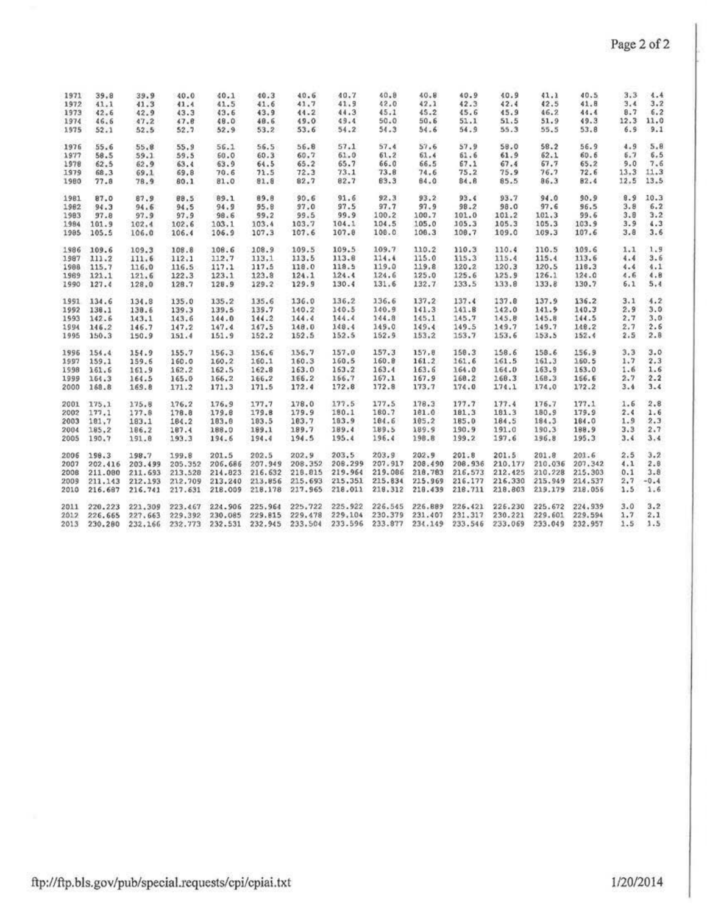| | | | | | | | | | | | | | | | |
|---|---|---|---|---|---|---|---|---|---|---|---|---|---|---|---|
| 1971 | 39.8 | 39.9 | 40.0 | 40.1 | 40.3 | 40.6 | 40.7 | 40.8 | 40.8 | 40.9 | 40.9 | 41.1 | 40.5 | 3.3 | 4.4 |
| 1972 | 41.1 | 41.3 | 41.4 | 41.5 | 41.6 | 41.7 | 41.9 | 42.0 | 42.1 | 42.3 | 42.4 | 42.5 | 41.8 | 3.4 | 3.2 |
| 1973 | 42.6 | 42.9 | 43.3 | 43.6 | 43.9 | 44.2 | 44.3 | 45.1 | 45.2 | 45.6 | 45.9 | 46.2 | 44.4 | 8.7 | 6.2 |
| 1974 | 46.6 | 47.2 | 47.8 | 48.0 | 48.6 | 49.0 | 49.4 | 50.0 | 50.6 | 51.1 | 51.5 | 51.9 | 49.3 | 12.3 | 11.0 |
| 1975 | 52.1 | 52.5 | 52.7 | 52.9 | 53.2 | 53.6 | 54.2 | 54.3 | 54.6 | 54.9 | 55.3 | 55.5 | 53.8 | 6.9 | 9.1 |
| 1976 | 55.6 | 55.8 | 55.9 | 56.1 | 56.5 | 56.8 | 57.1 | 57.4 | 57.6 | 57.9 | 58.0 | 58.2 | 56.9 | 4.9 | 5.8 |
| 1977 | 58.5 | 59.1 | 59.5 | 60.0 | 60.3 | 60.7 | 61.0 | 61.2 | 61.4 | 61.6 | 61.9 | 62.1 | 60.6 | 6.7 | 6.5 |
| 1978 | 62.5 | 62.9 | 63.4 | 63.9 | 64.5 | 65.2 | 65.7 | 66.0 | 66.5 | 67.1 | 67.4 | 67.7 | 65.2 | 9.0 | 7.6 |
| 1979 | 68.3 | 69.1 | 69.8 | 70.6 | 71.5 | 72.3 | 73.1 | 73.8 | 74.6 | 75.2 | 75.9 | 76.7 | 72.6 | 13.3 | 11.3 |
| 1980 | 77.8 | 78.9 | 80.1 | 81.0 | 81.8 | 82.7 | 82.7 | 83.3 | 84.0 | 84.8 | 85.5 | 86.3 | 82.4 | 12.5 | 13.5 |
| 1981 | 87.0 | 87.9 | 88.5 | 89.1 | 89.8 | 90.6 | 91.6 | 92.3 | 93.2 | 93.4 | 93.7 | 94.0 | 90.9 | 8.9 | 10.3 |
| 1982 | 94.3 | 94.6 | 94.5 | 94.9 | 95.8 | 97.0 | 97.5 | 97.7 | 97.9 | 98.2 | 98.0 | 97.6 | 96.5 | 3.8 | 6.2 |
| 1983 | 97.8 | 97.9 | 97.9 | 98.6 | 99.2 | 99.5 | 99.9 | 100.2 | 100.7 | 101.0 | 101.2 | 101.3 | 99.6 | 3.8 | 3.2 |
| 1984 | 101.9 | 102.4 | 102.6 | 103.1 | 103.4 | 103.7 | 104.1 | 104.5 | 105.0 | 105.3 | 105.3 | 105.3 | 103.9 | 3.9 | 4.3 |
| 1985 | 105.5 | 106.0 | 106.4 | 106.9 | 107.3 | 107.6 | 107.8 | 108.0 | 108.3 | 108.7 | 109.0 | 109.3 | 107.6 | 3.8 | 3.6 |
| 1986 | 109.6 | 109.3 | 108.8 | 108.6 | 108.9 | 109.5 | 109.5 | 109.7 | 110.2 | 110.3 | 110.4 | 110.5 | 109.6 | 1.1 | 1.9 |
| 1987 | 111.2 | 111.6 | 112.1 | 112.7 | 113.1 | 113.5 | 113.8 | 114.4 | 115.0 | 115.3 | 115.4 | 115.4 | 113.6 | 4.4 | 3.6 |
| 1988 | 115.7 | 116.0 | 116.5 | 117.1 | 117.5 | 118.0 | 118.5 | 119.0 | 119.8 | 120.2 | 120.3 | 120.5 | 118.3 | 4.4 | 4.1 |
| 1989 | 121.1 | 121.6 | 122.3 | 123.1 | 123.8 | 124.1 | 124.4 | 124.6 | 125.0 | 125.6 | 125.9 | 126.1 | 124.0 | 4.6 | 4.8 |
| 1990 | 127.4 | 128.0 | 128.7 | 128.9 | 129.2 | 129.9 | 130.4 | 131.6 | 132.7 | 133.5 | 133.8 | 133.8 | 130.7 | 6.1 | 5.4 |
| 1991 | 134.6 | 134.8 | 135.0 | 135.2 | 135.6 | 136.0 | 136.2 | 136.6 | 137.2 | 137.4 | 137.8 | 137.9 | 136.2 | 3.1 | 4.2 |
| 1992 | 138.1 | 138.6 | 139.3 | 139.5 | 139.7 | 140.2 | 140.5 | 140.9 | 141.3 | 141.8 | 142.0 | 141.9 | 140.3 | 2.9 | 3.0 |
| 1993 | 142.6 | 143.1 | 143.6 | 144.0 | 144.2 | 144.4 | 144.4 | 144.8 | 145.1 | 145.7 | 145.8 | 145.8 | 144.5 | 2.7 | 3.0 |
| 1994 | 146.2 | 146.7 | 147.2 | 147.4 | 147.5 | 148.0 | 148.4 | 149.0 | 149.4 | 149.5 | 149.7 | 149.7 | 148.2 | 2.7 | 2.6 |
| 1995 | 150.3 | 150.9 | 151.4 | 151.9 | 152.2 | 152.5 | 152.5 | 152.9 | 153.2 | 153.7 | 153.6 | 153.5 | 152.4 | 2.5 | 2.8 |
| 1996 | 154.4 | 154.9 | 155.7 | 156.3 | 156.6 | 156.7 | 157.0 | 157.3 | 157.8 | 158.3 | 158.6 | 158.6 | 156.9 | 3.3 | 3.0 |
| 1997 | 159.1 | 159.6 | 160.0 | 160.2 | 160.1 | 160.3 | 160.5 | 160.8 | 161.2 | 161.6 | 161.5 | 161.3 | 160.5 | 1.7 | 2.3 |
| 1998 | 161.6 | 161.9 | 162.2 | 162.5 | 162.8 | 163.0 | 163.2 | 163.4 | 163.6 | 164.0 | 164.0 | 163.9 | 163.0 | 1.6 | 1.6 |
| 1999 | 164.3 | 164.5 | 165.0 | 166.2 | 166.2 | 166.2 | 166.7 | 167.1 | 167.9 | 168.2 | 168.3 | 168.3 | 166.6 | 2.7 | 2.2 |
| 2000 | 168.8 | 169.8 | 171.2 | 171.3 | 171.5 | 172.4 | 172.8 | 172.8 | 173.7 | 174.0 | 174.1 | 174.0 | 172.2 | 3.4 | 3.4 |
| 2001 | 175.1 | 175.8 | 176.2 | 176.9 | 177.7 | 178.0 | 177.5 | 177.5 | 178.3 | 177.7 | 177.4 | 176.7 | 177.1 | 1.6 | 2.8 |
| 2002 | 177.1 | 177.8 | 178.8 | 179.8 | 179.8 | 179.9 | 180.1 | 180.7 | 181.0 | 181.3 | 181.3 | 180.9 | 179.9 | 2.4 | 1.6 |
| 2003 | 181.7 | 183.1 | 184.2 | 183.8 | 183.5 | 183.7 | 183.9 | 184.6 | 185.2 | 185.0 | 184.5 | 184.3 | 184.0 | 1.9 | 2.3 |
| 2004 | 185.2 | 186.2 | 187.4 | 188.0 | 189.1 | 189.7 | 189.4 | 189.5 | 189.9 | 190.9 | 191.0 | 190.3 | 188.9 | 3.3 | 2.7 |
| 2005 | 190.7 | 191.8 | 193.3 | 194.6 | 194.4 | 194.5 | 195.4 | 196.4 | 198.8 | 199.2 | 197.6 | 196.8 | 195.3 | 3.4 | 3.4 |
| 2006 | 198.3 | 198.7 | 199.8 | 201.5 | 202.5 | 202.9 | 203.5 | 203.9 | 202.9 | 201.8 | 201.5 | 201.8 | 201.6 | 2.5 | 3.2 |
| 2007 | 202.416 | 203.499 | 205.352 | 206.686 | 207.949 | 208.352 | 208.299 | 207.917 | 208.490 | 208.936 | 210.177 | 210.036 | 207.342 | 4.1 | 2.8 |
| 2008 | 211.080 | 211.693 | 213.528 | 214.823 | 216.632 | 218.815 | 219.964 | 219.086 | 218.783 | 216.573 | 212.425 | 210.228 | 215.303 | 0.1 | 3.8 |
| 2009 | 211.143 | 212.193 | 212.709 | 213.240 | 213.856 | 215.693 | 215.351 | 215.834 | 215.969 | 216.177 | 216.330 | 215.949 | 214.537 | 2.7 | -0.4 |
| 2010 | 216.687 | 216.741 | 217.631 | 218.009 | 218.178 | 217.965 | 218.011 | 218.312 | 218.439 | 218.711 | 218.803 | 219.179 | 218.056 | 1.5 | 1.6 |
| 2011 | 220.223 | 221.309 | 223.467 | 224.906 | 225.964 | 225.722 | 225.922 | 226.545 | 226.889 | 226.421 | 226.230 | 225.672 | 224.939 | 3.0 | 3.2 |
| 2012 | 226.665 | 227.663 | 229.392 | 230.085 | 229.815 | 229.478 | 229.104 | 230.379 | 231.407 | 231.317 | 230.221 | 229.601 | 229.594 | 1.7 | 2.1 |
| 2013 | 230.280 | 232.166 | 232.773 | 232.531 | 232.945 | 233.504 | 233.596 | 233.877 | 234.149 | 233.546 | 233.069 | 233.049 | 232.957 | 1.5 | 1.5 |

ftp://ftp.bls.gov/pub/special.requests/cpi/cpiai.txt

1/20/2014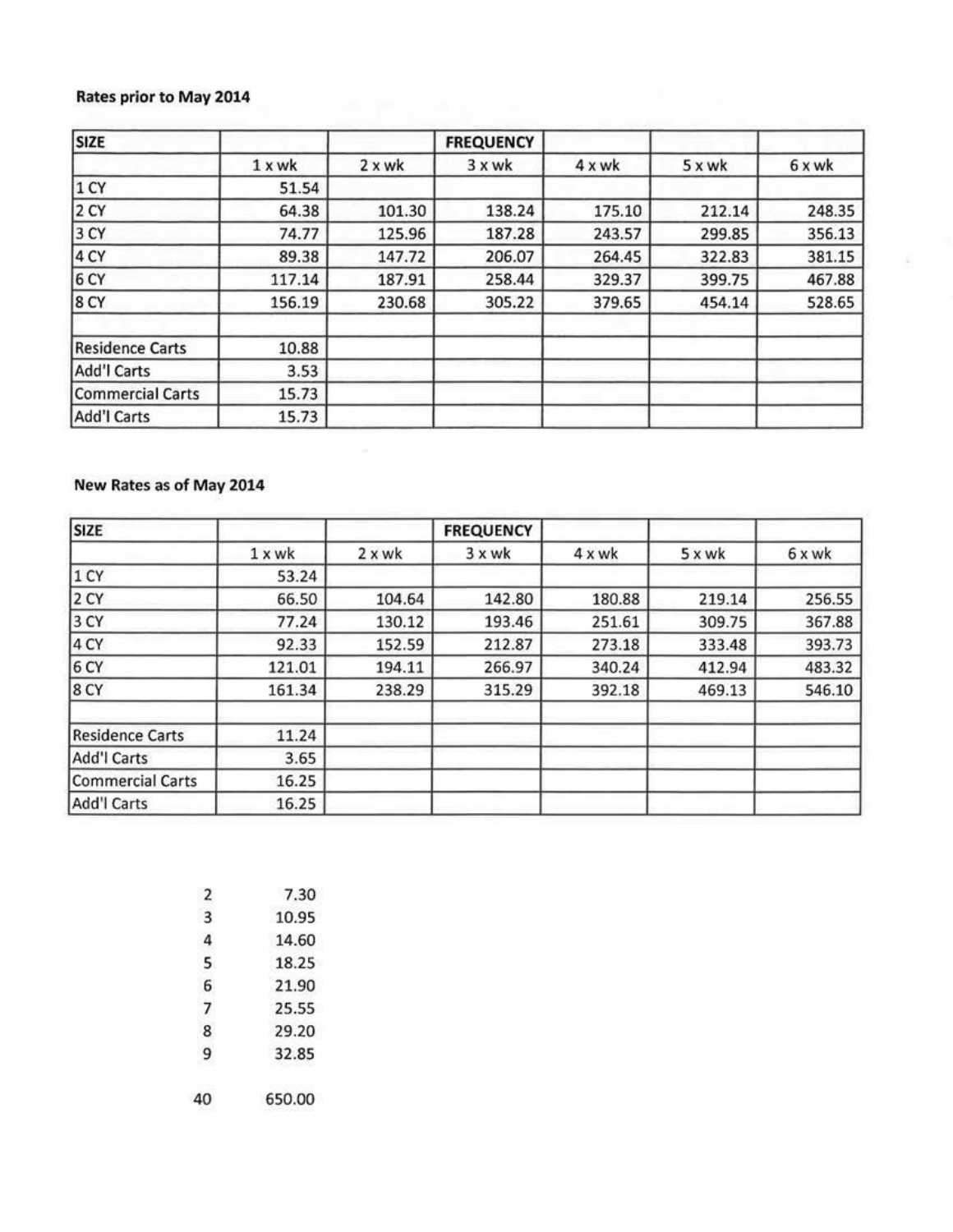**Rates prior to May 2014**

| SIZE | | | FREQUENCY | | | |
|---|---|---|---|---|---|---|
| | 1 x wk | 2 x wk | 3 x wk | 4 x wk | 5 x wk | 6 x wk |
| 1 CY | 51.54 | | | | | |
| 2 CY | 64.38 | 101.30 | 138.24 | 175.10 | 212.14 | 248.35 |
| 3 CY | 74.77 | 125.96 | 187.28 | 243.57 | 299.85 | 356.13 |
| 4 CY | 89.38 | 147.72 | 206.07 | 264.45 | 322.83 | 381.15 |
| 6 CY | 117.14 | 187.91 | 258.44 | 329.37 | 399.75 | 467.88 |
| 8 CY | 156.19 | 230.68 | 305.22 | 379.65 | 454.14 | 528.65 |
| | | | | | | |
| Residence Carts | 10.88 | | | | | |
| Add'l Carts | 3.53 | | | | | |
| Commercial Carts | 15.73 | | | | | |
| Add'l Carts | 15.73 | | | | | |

**New Rates as of May 2014**

| SIZE | | | FREQUENCY | | | |
|---|---|---|---|---|---|---|
| | 1 x wk | 2 x wk | 3 x wk | 4 x wk | 5 x wk | 6 x wk |
| 1 CY | 53.24 | | | | | |
| 2 CY | 66.50 | 104.64 | 142.80 | 180.88 | 219.14 | 256.55 |
| 3 CY | 77.24 | 130.12 | 193.46 | 251.61 | 309.75 | 367.88 |
| 4 CY | 92.33 | 152.59 | 212.87 | 273.18 | 333.48 | 393.73 |
| 6 CY | 121.01 | 194.11 | 266.97 | 340.24 | 412.94 | 483.32 |
| 8 CY | 161.34 | 238.29 | 315.29 | 392.18 | 469.13 | 546.10 |
| | | | | | | |
| Residence Carts | 11.24 | | | | | |
| Add'l Carts | 3.65 | | | | | |
| Commercial Carts | 16.25 | | | | | |
| Add'l Carts | 16.25 | | | | | |

| | |
|---|---|
| 2 | 7.30 |
| 3 | 10.95 |
| 4 | 14.60 |
| 5 | 18.25 |
| 6 | 21.90 |
| 7 | 25.55 |
| 8 | 29.20 |
| 9 | 32.85 |
| | |
| 40 | 650.00 |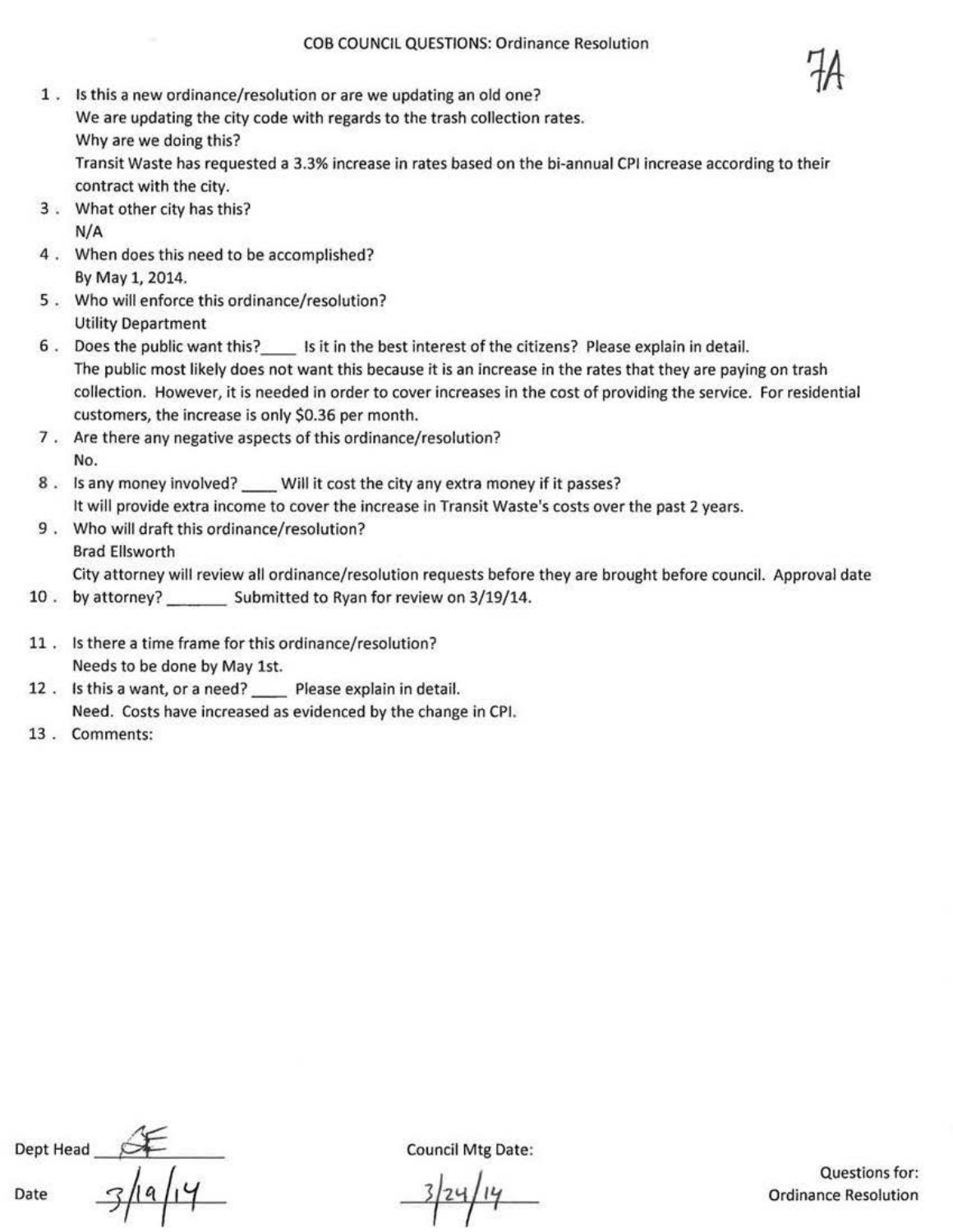# COB COUNCIL QUESTIONS: Ordinance Resolution

7A

1. Is this a new ordinance/resolution or are we updating an old one?
   We are updating the city code with regards to the trash collection rates.
   Why are we doing this?
   Transit Waste has requested a 3.3% increase in rates based on the bi-annual CPI increase according to their contract with the city.
3. What other city has this?
   N/A
4. When does this need to be accomplished?
   By May 1, 2014.
5. Who will enforce this ordinance/resolution?
   Utility Department
6. Does the public want this?____ Is it in the best interest of the citizens? Please explain in detail.
   The public most likely does not want this because it is an increase in the rates that they are paying on trash collection. However, it is needed in order to cover increases in the cost of providing the service. For residential customers, the increase is only $0.36 per month.
7. Are there any negative aspects of this ordinance/resolution?
   No.
8. Is any money involved? ____ Will it cost the city any extra money if it passes?
   It will provide extra income to cover the increase in Transit Waste's costs over the past 2 years.
9. Who will draft this ordinance/resolution?
   Brad Ellsworth
   City attorney will review all ordinance/resolution requests before they are brought before council. Approval date
10. by attorney? _______ Submitted to Ryan for review on 3/19/14.
11. Is there a time frame for this ordinance/resolution?
    Needs to be done by May 1st.
12. Is this a want, or a need? ____ Please explain in detail.
    Need. Costs have increased as evidenced by the change in CPI.
13. Comments:

Dept Head ______

Date 3/19/14

Council Mtg Date: 3/24/14

Questions for: Ordinance Resolution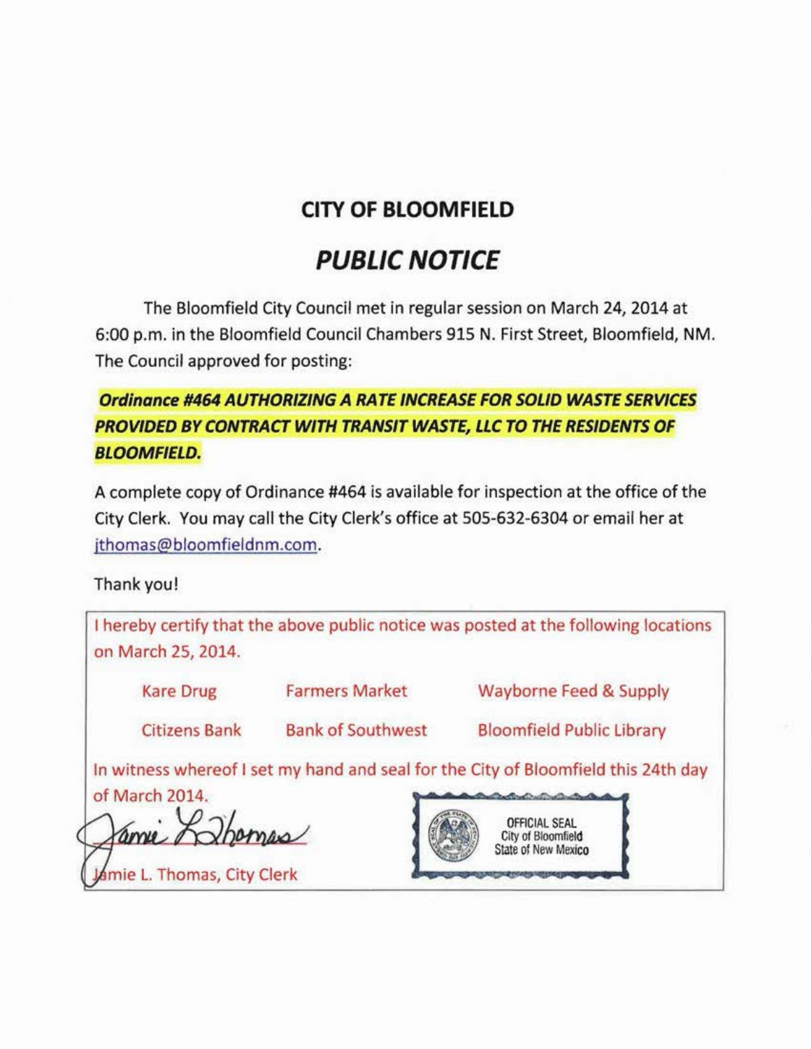# CITY OF BLOOMFIELD

## *PUBLIC NOTICE*

The Bloomfield City Council met in regular session on March 24, 2014 at 6:00 p.m. in the Bloomfield Council Chambers 915 N. First Street, Bloomfield, NM. The Council approved for posting:

***Ordinance #464 AUTHORIZING A RATE INCREASE FOR SOLID WASTE SERVICES PROVIDED BY CONTRACT WITH TRANSIT WASTE, LLC TO THE RESIDENTS OF BLOOMFIELD.***

A complete copy of Ordinance #464 is available for inspection at the office of the City Clerk. You may call the City Clerk's office at 505-632-6304 or email her at jthomas@bloomfieldnm.com.

Thank you!

I hereby certify that the above public notice was posted at the following locations on March 25, 2014.

| | | |
|---|---|---|
| Kare Drug | Farmers Market | Wayborne Feed & Supply |
| Citizens Bank | Bank of Southwest | Bloomfield Public Library |

In witness whereof I set my hand and seal for the City of Bloomfield this 24th day of March 2014.

Jamie L. Thomas, City Clerk

OFFICIAL SEAL
City of Bloomfield
State of New Mexico